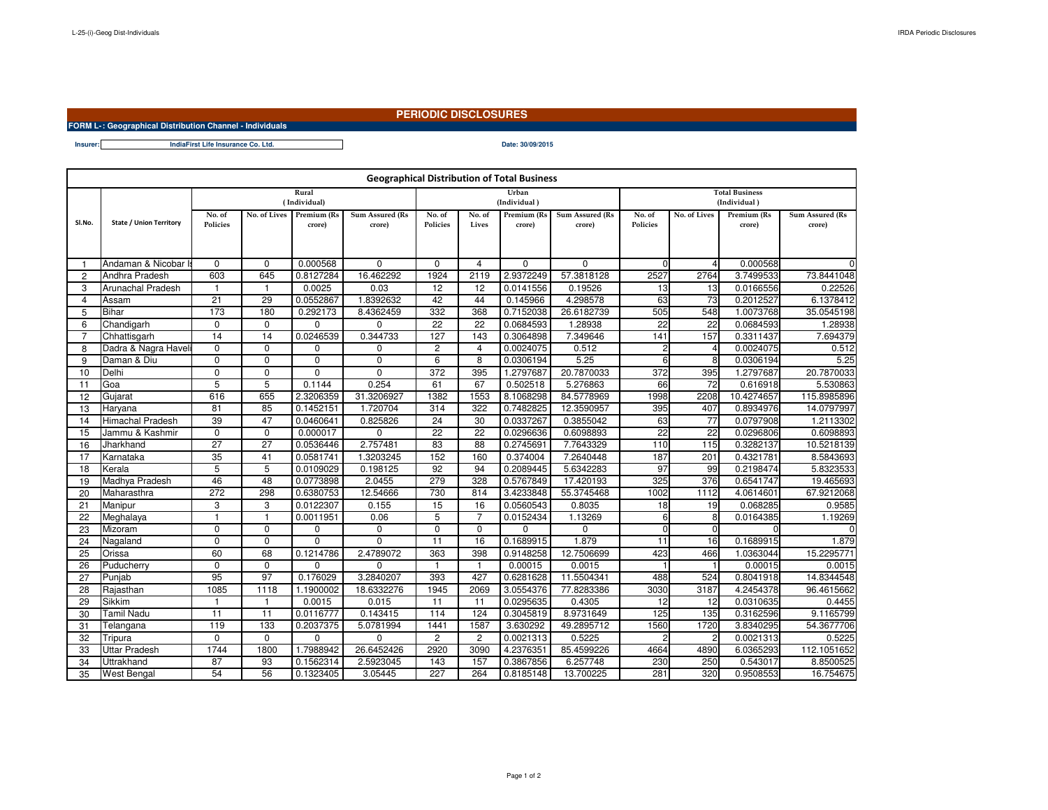# PERIODIC DISCLOSURES

**FORM L-: Geographical Distribution Channel - Individuals**

**Insurer:** IndiaFirst Life Insurance Co. Ltd.

**Date: 30/09/2015**

## Geographical Distribution of Total Business

| Sl.No. | State / Union Territory | Rural (Individual) | | | | Urban (Individual) | | | | Total Business (Individual) | | | |
|---|---|---|---|---|---|---|---|---|---|---|---|---|---|
| | | No. of Policies | No. of Lives | Premium (Rs crore) | Sum Assured (Rs crore) | No. of Policies | No. of Lives | Premium (Rs crore) | Sum Assured (Rs crore) | No. of Policies | No. of Lives | Premium (Rs crore) | Sum Assured (Rs crore) |
| 1 | Andaman & Nicobar Is | 0 | 0 | 0.000568 | 0 | 0 | 4 | 0 | 0 | 0 | 4 | 0.000568 | 0 |
| 2 | Andhra Pradesh | 603 | 645 | 0.8127284 | 16.462292 | 1924 | 2119 | 2.9372249 | 57.3818128 | 2527 | 2764 | 3.7499533 | 73.8441048 |
| 3 | Arunachal Pradesh | 1 | 1 | 0.0025 | 0.03 | 12 | 12 | 0.0141556 | 0.19526 | 13 | 13 | 0.0166556 | 0.22526 |
| 4 | Assam | 21 | 29 | 0.0552867 | 1.8392632 | 42 | 44 | 0.145966 | 4.298578 | 63 | 73 | 0.2012527 | 6.1378412 |
| 5 | Bihar | 173 | 180 | 0.292173 | 8.4362459 | 332 | 368 | 0.7152038 | 26.6182739 | 505 | 548 | 1.0073768 | 35.0545198 |
| 6 | Chandigarh | 0 | 0 | 0 | 0 | 22 | 22 | 0.0684593 | 1.28938 | 22 | 22 | 0.0684593 | 1.28938 |
| 7 | Chhattisgarh | 14 | 14 | 0.0246539 | 0.344733 | 127 | 143 | 0.3064898 | 7.349646 | 141 | 157 | 0.3311437 | 7.694379 |
| 8 | Dadra & Nagra Haveli | 0 | 0 | 0 | 0 | 2 | 4 | 0.0024075 | 0.512 | 2 | 4 | 0.0024075 | 0.512 |
| 9 | Daman & Diu | 0 | 0 | 0 | 0 | 6 | 8 | 0.0306194 | 5.25 | 6 | 8 | 0.0306194 | 5.25 |
| 10 | Delhi | 0 | 0 | 0 | 0 | 372 | 395 | 1.2797687 | 20.7870033 | 372 | 395 | 1.2797687 | 20.7870033 |
| 11 | Goa | 5 | 5 | 0.1144 | 0.254 | 61 | 67 | 0.502518 | 5.276863 | 66 | 72 | 0.616918 | 5.530863 |
| 12 | Gujarat | 616 | 655 | 2.3206359 | 31.3206927 | 1382 | 1553 | 8.1068298 | 84.5778969 | 1998 | 2208 | 10.4274657 | 115.8985896 |
| 13 | Haryana | 81 | 85 | 0.1452151 | 1.720704 | 314 | 322 | 0.7482825 | 12.3590957 | 395 | 407 | 0.8934976 | 14.0797997 |
| 14 | Himachal Pradesh | 39 | 47 | 0.0460641 | 0.825826 | 24 | 30 | 0.0337267 | 0.3855042 | 63 | 77 | 0.0797908 | 1.2113302 |
| 15 | Jammu & Kashmir | 0 | 0 | 0.000017 | 0 | 22 | 22 | 0.0296636 | 0.6098893 | 22 | 22 | 0.0296806 | 0.6098893 |
| 16 | Jharkhand | 27 | 27 | 0.0536446 | 2.757481 | 83 | 88 | 0.2745691 | 7.7643329 | 110 | 115 | 0.3282137 | 10.5218139 |
| 17 | Karnataka | 35 | 41 | 0.0581741 | 1.3203245 | 152 | 160 | 0.374004 | 7.2640448 | 187 | 201 | 0.4321781 | 8.5843693 |
| 18 | Kerala | 5 | 5 | 0.0109029 | 0.198125 | 92 | 94 | 0.2089445 | 5.6342283 | 97 | 99 | 0.2198474 | 5.8323533 |
| 19 | Madhya Pradesh | 46 | 48 | 0.0773898 | 2.0455 | 279 | 328 | 0.5767849 | 17.420193 | 325 | 376 | 0.6541747 | 19.465693 |
| 20 | Maharasthra | 272 | 298 | 0.6380753 | 12.54666 | 730 | 814 | 3.4233848 | 55.3745468 | 1002 | 1112 | 4.0614601 | 67.9212068 |
| 21 | Manipur | 3 | 3 | 0.0122307 | 0.155 | 15 | 16 | 0.0560543 | 0.8035 | 18 | 19 | 0.068285 | 0.9585 |
| 22 | Meghalaya | 1 | 1 | 0.0011951 | 0.06 | 5 | 7 | 0.0152434 | 1.13269 | 6 | 8 | 0.0164385 | 1.19269 |
| 23 | Mizoram | 0 | 0 | 0 | 0 | 0 | 0 | 0 | 0 | 0 | 0 | 0 | 0 |
| 24 | Nagaland | 0 | 0 | 0 | 0 | 11 | 16 | 0.1689915 | 1.879 | 11 | 16 | 0.1689915 | 1.879 |
| 25 | Orissa | 60 | 68 | 0.1214786 | 2.4789072 | 363 | 398 | 0.9148258 | 12.7506699 | 423 | 466 | 1.0363044 | 15.2295771 |
| 26 | Puducherry | 0 | 0 | 0 | 0 | 1 | 1 | 0.00015 | 0.0015 | 1 | 1 | 0.00015 | 0.0015 |
| 27 | Punjab | 95 | 97 | 0.176029 | 3.2840207 | 393 | 427 | 0.6281628 | 11.5504341 | 488 | 524 | 0.8041918 | 14.8344548 |
| 28 | Rajasthan | 1085 | 1118 | 1.1900002 | 18.6332276 | 1945 | 2069 | 3.0554376 | 77.8283386 | 3030 | 3187 | 4.2454378 | 96.4615662 |
| 29 | Sikkim | 1 | 1 | 0.0015 | 0.015 | 11 | 11 | 0.0295635 | 0.4305 | 12 | 12 | 0.0310635 | 0.4455 |
| 30 | Tamil Nadu | 11 | 11 | 0.0116777 | 0.143415 | 114 | 124 | 0.3045819 | 8.9731649 | 125 | 135 | 0.3162596 | 9.1165799 |
| 31 | Telangana | 119 | 133 | 0.2037375 | 5.0781994 | 1441 | 1587 | 3.630292 | 49.2895712 | 1560 | 1720 | 3.8340295 | 54.3677706 |
| 32 | Tripura | 0 | 0 | 0 | 0 | 2 | 2 | 0.0021313 | 0.5225 | 2 | 2 | 0.0021313 | 0.5225 |
| 33 | Uttar Pradesh | 1744 | 1800 | 1.7988942 | 26.6452426 | 2920 | 3090 | 4.2376351 | 85.4599226 | 4664 | 4890 | 6.0365293 | 112.1051652 |
| 34 | Uttrakhand | 87 | 93 | 0.1562314 | 2.5923045 | 143 | 157 | 0.3867856 | 6.257748 | 230 | 250 | 0.543017 | 8.8500525 |
| 35 | West Bengal | 54 | 56 | 0.1323405 | 3.05445 | 227 | 264 | 0.8185148 | 13.700225 | 281 | 320 | 0.9508553 | 16.754675 |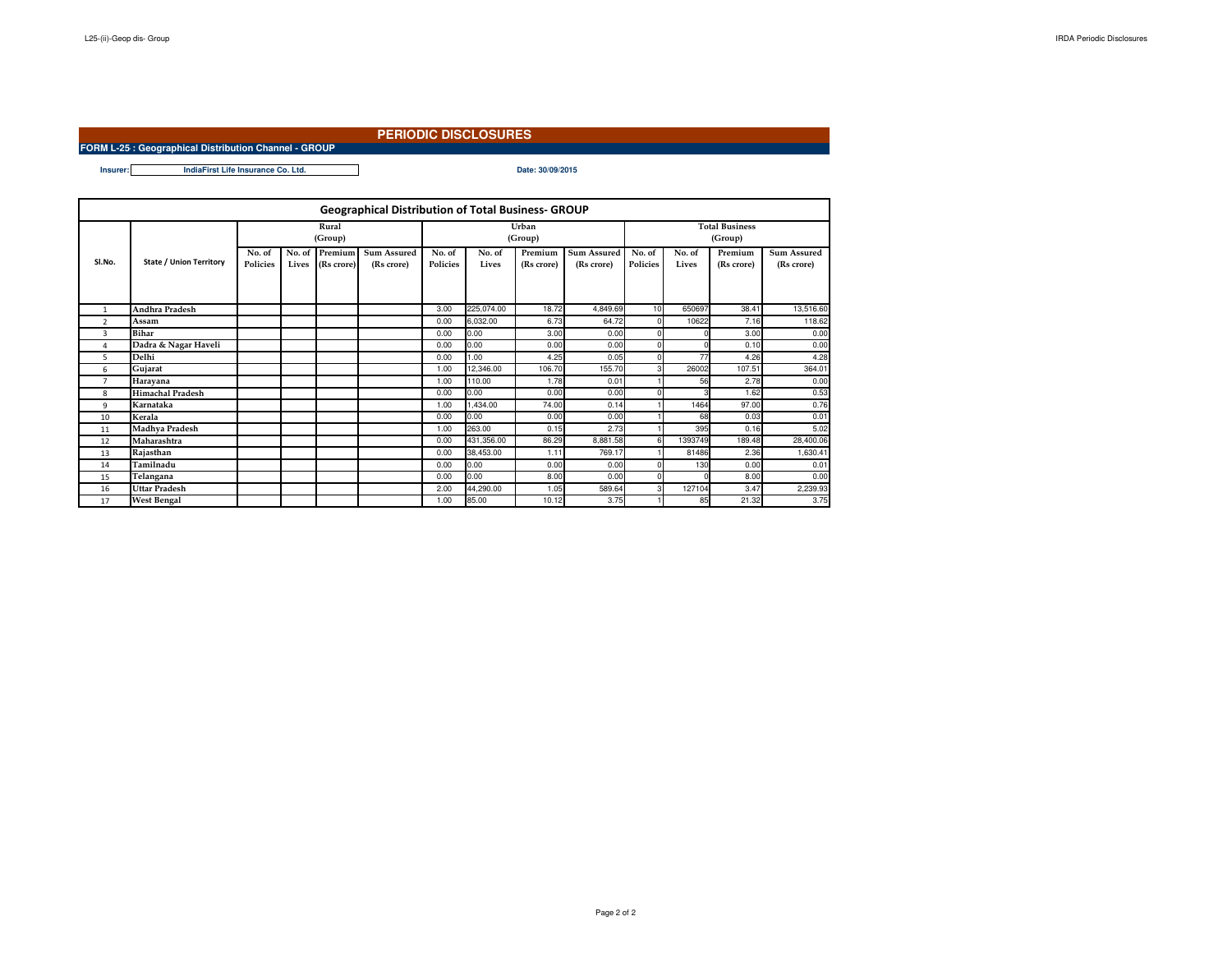# PERIODIC DISCLOSURES

**FORM L-25 : Geographical Distribution Channel - GROUP**

Insurer: IndiaFirst Life Insurance Co. Ltd.

Date: 30/09/2015

## Geographical Distribution of Total Business- GROUP

| Sl.No. | State / Union Territory | Rural (Group) | | | | Urban (Group) | | | | Total Business (Group) | | | |
|---|---|---|---|---|---|---|---|---|---|---|---|---|---|
| | | No. of Policies | No. of Lives | Premium (Rs crore) | Sum Assured (Rs crore) | No. of Policies | No. of Lives | Premium (Rs crore) | Sum Assured (Rs crore) | No. of Policies | No. of Lives | Premium (Rs crore) | Sum Assured (Rs crore) |
| 1 | Andhra Pradesh | | | | | 3.00 | 225,074.00 | 18.72 | 4,849.69 | 10 | 650697 | 38.41 | 13,516.60 |
| 2 | Assam | | | | | 0.00 | 6,032.00 | 6.73 | 64.72 | 0 | 10622 | 7.16 | 118.62 |
| 3 | Bihar | | | | | 0.00 | 0.00 | 3.00 | 0.00 | 0 | 0 | 3.00 | 0.00 |
| 4 | Dadra & Nagar Haveli | | | | | 0.00 | 0.00 | 0.00 | 0.00 | 0 | 0 | 0.10 | 0.00 |
| 5 | Delhi | | | | | 0.00 | 1.00 | 4.25 | 0.05 | 0 | 77 | 4.26 | 4.28 |
| 6 | Gujarat | | | | | 1.00 | 12,346.00 | 106.70 | 155.70 | 3 | 26002 | 107.51 | 364.01 |
| 7 | Harayana | | | | | 1.00 | 110.00 | 1.78 | 0.01 | 1 | 56 | 2.78 | 0.00 |
| 8 | Himachal Pradesh | | | | | 0.00 | 0.00 | 0.00 | 0.00 | 0 | 3 | 1.62 | 0.53 |
| 9 | Karnataka | | | | | 1.00 | 1,434.00 | 74.00 | 0.14 | 1 | 1464 | 97.00 | 0.76 |
| 10 | Kerala | | | | | 0.00 | 0.00 | 0.00 | 0.00 | 1 | 68 | 0.03 | 0.01 |
| 11 | Madhya Pradesh | | | | | 1.00 | 263.00 | 0.15 | 2.73 | 1 | 395 | 0.16 | 5.02 |
| 12 | Maharashtra | | | | | 0.00 | 431,356.00 | 86.29 | 8,881.58 | 6 | 1393749 | 189.48 | 28,400.06 |
| 13 | Rajasthan | | | | | 0.00 | 38,453.00 | 1.11 | 769.17 | 1 | 81486 | 2.36 | 1,630.41 |
| 14 | Tamilnadu | | | | | 0.00 | 0.00 | 0.00 | 0.00 | 0 | 130 | 0.00 | 0.01 |
| 15 | Telangana | | | | | 0.00 | 0.00 | 8.00 | 0.00 | 0 | 0 | 8.00 | 0.00 |
| 16 | Uttar Pradesh | | | | | 2.00 | 44,290.00 | 1.05 | 589.64 | 3 | 127104 | 3.47 | 2,239.93 |
| 17 | West Bengal | | | | | 1.00 | 85.00 | 10.12 | 3.75 | 1 | 85 | 21.32 | 3.75 |